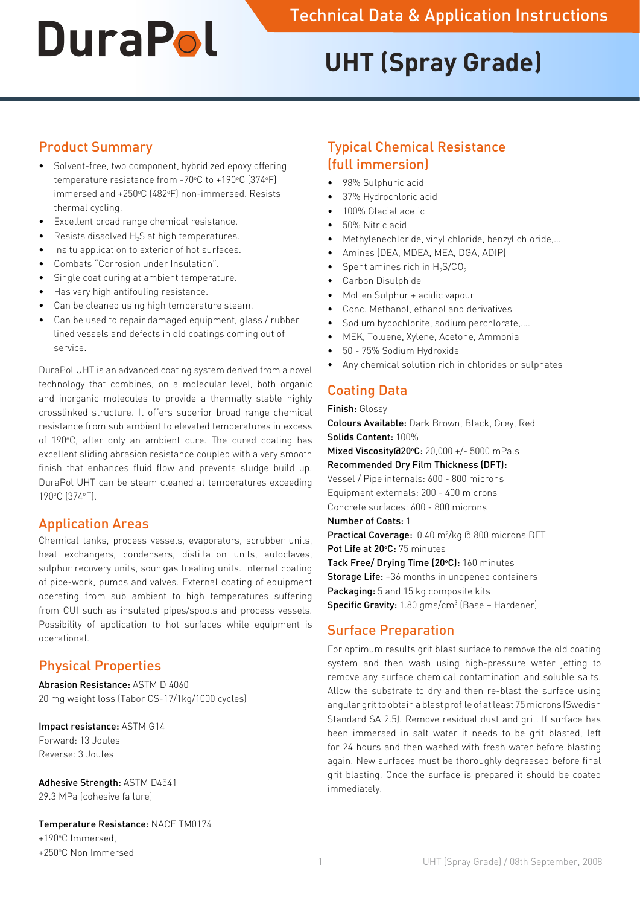# DuraPol

## Technical Data & Application Instructions

# UHT (Spray Grade)

## Product Summary

- Solvent-free, two component, hybridized epoxy offering temperature resistance from -70°C to +190°C (374°F) immersed and +250°C (482°F) non-immersed. Resists thermal cycling.
- Excellent broad range chemical resistance.
- Resists dissolved $H_2S$ at high temperatures.
- Insitu application to exterior of hot surfaces.
- Combats "Corrosion under Insulation".
- Single coat curing at ambient temperature.
- Has very high antifouling resistance.
- Can be cleaned using high temperature steam.
- Can be used to repair damaged equipment, glass / rubber lined vessels and defects in old coatings coming out of service.

DuraPol UHT is an advanced coating system derived from a novel technology that combines, on a molecular level, both organic and inorganic molecules to provide a thermally stable highly crosslinked structure. It offers superior broad range chemical resistance from sub ambient to elevated temperatures in excess of 190°C, after only an ambient cure. The cured coating has excellent sliding abrasion resistance coupled with a very smooth finish that enhances fluid flow and prevents sludge build up. DuraPol UHT can be steam cleaned at temperatures exceeding 190°C (374°F).

## Application Areas

Chemical tanks, process vessels, evaporators, scrubber units, heat exchangers, condensers, distillation units, autoclaves, sulphur recovery units, sour gas treating units. Internal coating of pipe-work, pumps and valves. External coating of equipment operating from sub ambient to high temperatures suffering from CUI such as insulated pipes/spools and process vessels. Possibility of application to hot surfaces while equipment is operational.

## Physical Properties

**Abrasion Resistance:** ASTM D 4060
20 mg weight loss (Tabor CS-17/1kg/1000 cycles)

**Impact resistance:** ASTM G14
Forward: 13 Joules
Reverse: 3 Joules

**Adhesive Strength:** ASTM D4541
29.3 MPa (cohesive failure)

**Temperature Resistance:** NACE TM0174
+190°C Immersed,
+250°C Non Immersed

## Typical Chemical Resistance (full immersion)

- 98% Sulphuric acid
- 37% Hydrochloric acid
- 100% Glacial acetic
- 50% Nitric acid
- Methylenechloride, vinyl chloride, benzyl chloride,...
- Amines (DEA, MDEA, MEA, DGA, ADIP)
- Spent amines rich in $H_2S/CO_2$
- Carbon Disulphide
- Molten Sulphur + acidic vapour
- Conc. Methanol, ethanol and derivatives
- Sodium hypochlorite, sodium perchlorate,....
- MEK, Toluene, Xylene, Acetone, Ammonia
- 50 - 75% Sodium Hydroxide
- Any chemical solution rich in chlorides or sulphates

## Coating Data

**Finish:** Glossy
**Colours Available:** Dark Brown, Black, Grey, Red
**Solids Content:** 100%
**Mixed Viscosity@20°C:** 20,000 +/- 5000 mPa.s
**Recommended Dry Film Thickness (DFT):**
Vessel / Pipe internals: 600 - 800 microns
Equipment externals: 200 - 400 microns
Concrete surfaces: 600 - 800 microns
**Number of Coats:** 1
**Practical Coverage:** 0.40 $m^2$/kg @ 800 microns DFT
**Pot Life at 20°C:** 75 minutes
**Tack Free/ Drying Time (20°C):** 160 minutes
**Storage Life:** +36 months in unopened containers
**Packaging:** 5 and 15 kg composite kits
**Specific Gravity:** 1.80 gms/$cm^3$ (Base + Hardener)

## Surface Preparation

For optimum results grit blast surface to remove the old coating system and then wash using high-pressure water jetting to remove any surface chemical contamination and soluble salts. Allow the substrate to dry and then re-blast the surface using angular grit to obtain a blast profile of at least 75 microns (Swedish Standard SA 2.5). Remove residual dust and grit. If surface has been immersed in salt water it needs to be grit blasted, left for 24 hours and then washed with fresh water before blasting again. New surfaces must be thoroughly degreased before final grit blasting. Once the surface is prepared it should be coated immediately.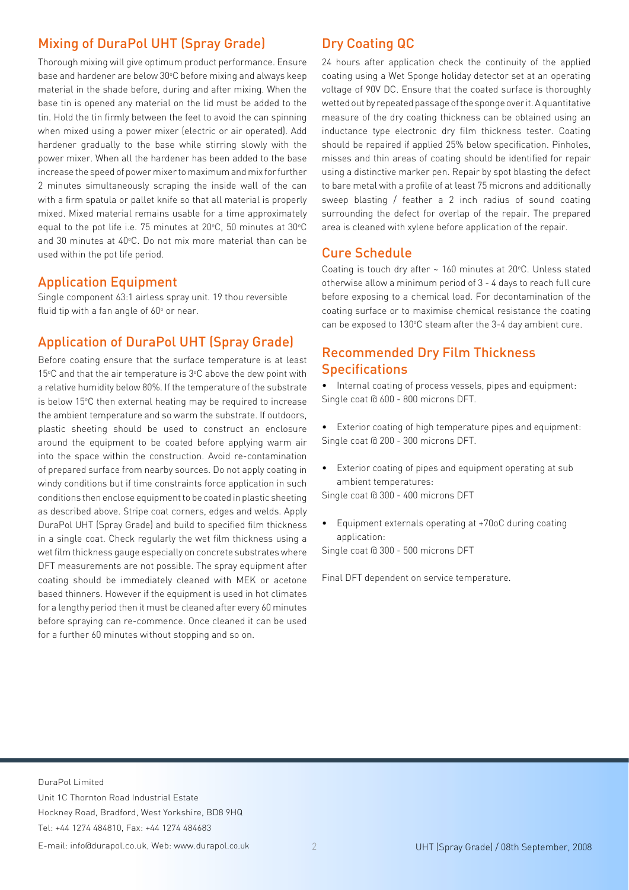## Mixing of DuraPol UHT (Spray Grade)

Thorough mixing will give optimum product performance. Ensure base and hardener are below 30°C before mixing and always keep material in the shade before, during and after mixing. When the base tin is opened any material on the lid must be added to the tin. Hold the tin firmly between the feet to avoid the can spinning when mixed using a power mixer (electric or air operated). Add hardener gradually to the base while stirring slowly with the power mixer. When all the hardener has been added to the base increase the speed of power mixer to maximum and mix for further 2 minutes simultaneously scraping the inside wall of the can with a firm spatula or pallet knife so that all material is properly mixed. Mixed material remains usable for a time approximately equal to the pot life i.e. 75 minutes at 20°C, 50 minutes at 30°C and 30 minutes at 40°C. Do not mix more material than can be used within the pot life period.

## Application Equipment

Single component 63:1 airless spray unit. 19 thou reversible fluid tip with a fan angle of 60° or near.

## Application of DuraPol UHT (Spray Grade)

Before coating ensure that the surface temperature is at least 15°C and that the air temperature is 3°C above the dew point with a relative humidity below 80%. If the temperature of the substrate is below 15°C then external heating may be required to increase the ambient temperature and so warm the substrate. If outdoors, plastic sheeting should be used to construct an enclosure around the equipment to be coated before applying warm air into the space within the construction. Avoid re-contamination of prepared surface from nearby sources. Do not apply coating in windy conditions but if time constraints force application in such conditions then enclose equipment to be coated in plastic sheeting as described above. Stripe coat corners, edges and welds. Apply DuraPol UHT (Spray Grade) and build to specified film thickness in a single coat. Check regularly the wet film thickness using a wet film thickness gauge especially on concrete substrates where DFT measurements are not possible. The spray equipment after coating should be immediately cleaned with MEK or acetone based thinners. However if the equipment is used in hot climates for a lengthy period then it must be cleaned after every 60 minutes before spraying can re-commence. Once cleaned it can be used for a further 60 minutes without stopping and so on.

## Dry Coating QC

24 hours after application check the continuity of the applied coating using a Wet Sponge holiday detector set at an operating voltage of 90V DC. Ensure that the coated surface is thoroughly wetted out by repeated passage of the sponge over it. A quantitative measure of the dry coating thickness can be obtained using an inductance type electronic dry film thickness tester. Coating should be repaired if applied 25% below specification. Pinholes, misses and thin areas of coating should be identified for repair using a distinctive marker pen. Repair by spot blasting the defect to bare metal with a profile of at least 75 microns and additionally sweep blasting / feather a 2 inch radius of sound coating surrounding the defect for overlap of the repair. The prepared area is cleaned with xylene before application of the repair.

## Cure Schedule

Coating is touch dry after ~ 160 minutes at 20°C. Unless stated otherwise allow a minimum period of 3 - 4 days to reach full cure before exposing to a chemical load. For decontamination of the coating surface or to maximise chemical resistance the coating can be exposed to 130°C steam after the 3-4 day ambient cure.

## Recommended Dry Film Thickness Specifications

- Internal coating of process vessels, pipes and equipment:
Single coat @ 600 - 800 microns DFT.

- Exterior coating of high temperature pipes and equipment:
Single coat @ 200 - 300 microns DFT.

- Exterior coating of pipes and equipment operating at sub ambient temperatures:
Single coat @ 300 - 400 microns DFT

- Equipment externals operating at +70oC during coating application:
Single coat @ 300 - 500 microns DFT

Final DFT dependent on service temperature.

DuraPol Limited
Unit 1C Thornton Road Industrial Estate
Hockney Road, Bradford, West Yorkshire, BD8 9HQ
Tel: +44 1274 484810, Fax: +44 1274 484683
E-mail: info@durapol.co.uk, Web: www.durapol.co.uk

UHT (Spray Grade) / 08th September, 2008